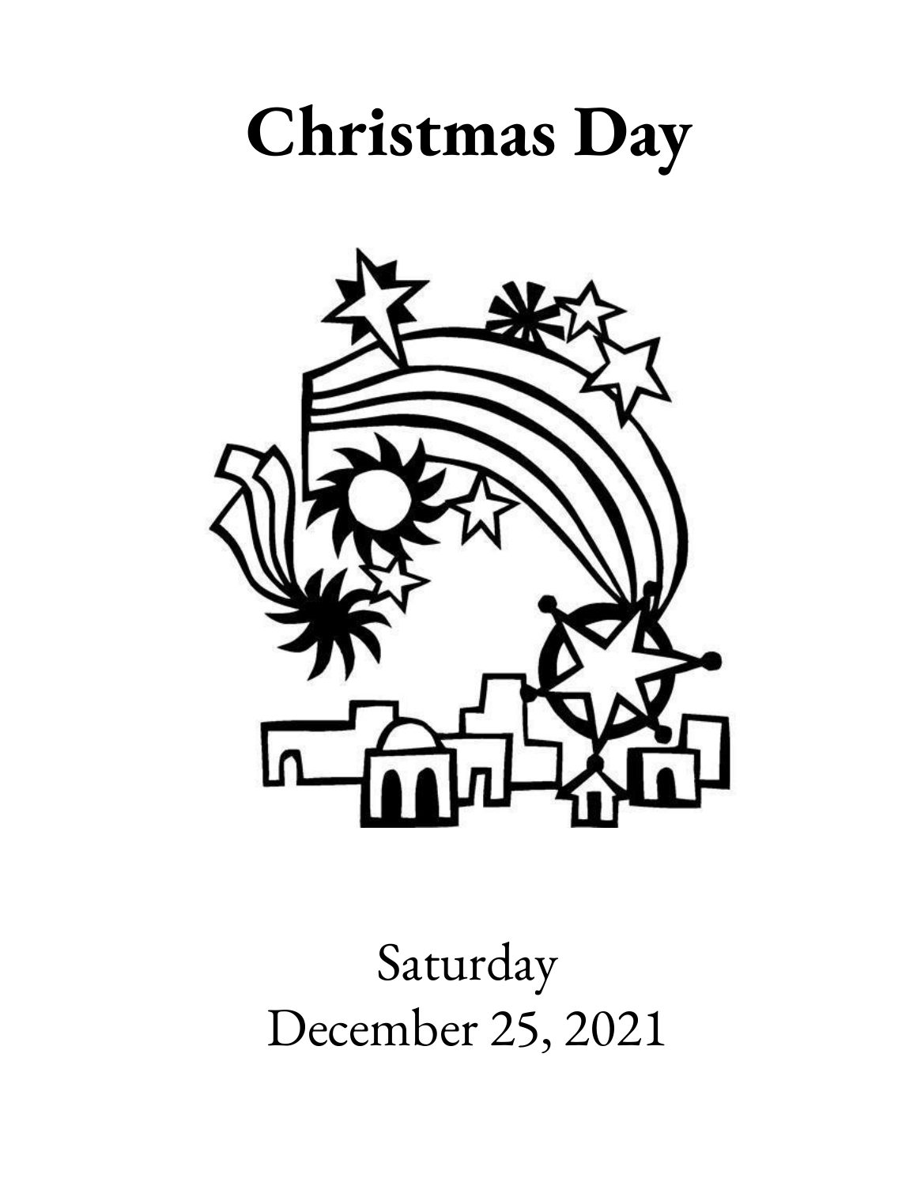# Christmas Day

Saturday
December 25, 2021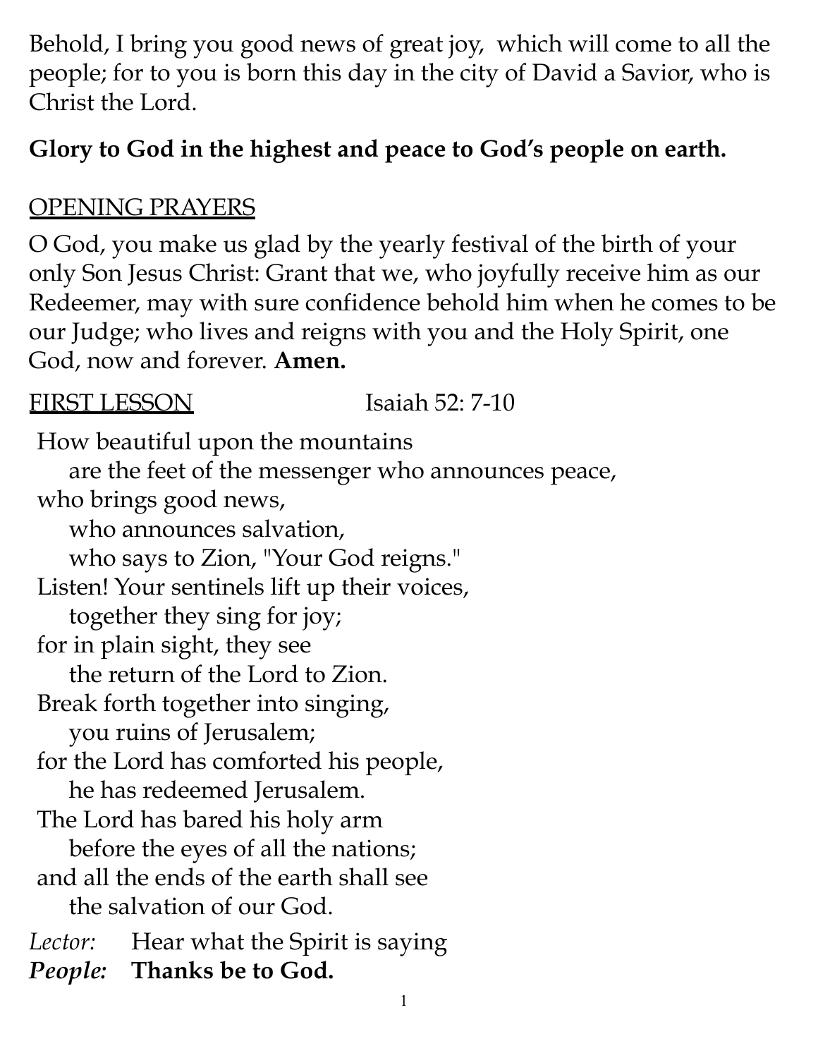Behold, I bring you good news of great joy, which will come to all the people; for to you is born this day in the city of David a Savior, who is Christ the Lord.

**Glory to God in the highest and peace to God's people on earth.**

## OPENING PRAYERS

O God, you make us glad by the yearly festival of the birth of your only Son Jesus Christ: Grant that we, who joyfully receive him as our Redeemer, may with sure confidence behold him when he comes to be our Judge; who lives and reigns with you and the Holy Spirit, one God, now and forever. **Amen.**

## FIRST LESSON — Isaiah 52: 7-10

How beautiful upon the mountains  
  are the feet of the messenger who announces peace,  
who brings good news,  
  who announces salvation,  
  who says to Zion, "Your God reigns."  
Listen! Your sentinels lift up their voices,  
  together they sing for joy;  
for in plain sight, they see  
  the return of the Lord to Zion.  
Break forth together into singing,  
  you ruins of Jerusalem;  
for the Lord has comforted his people,  
  he has redeemed Jerusalem.  
The Lord has bared his holy arm  
  before the eyes of all the nations;  
and all the ends of the earth shall see  
  the salvation of our God.

*Lector:* Hear what the Spirit is saying  
***People:*** **Thanks be to God.**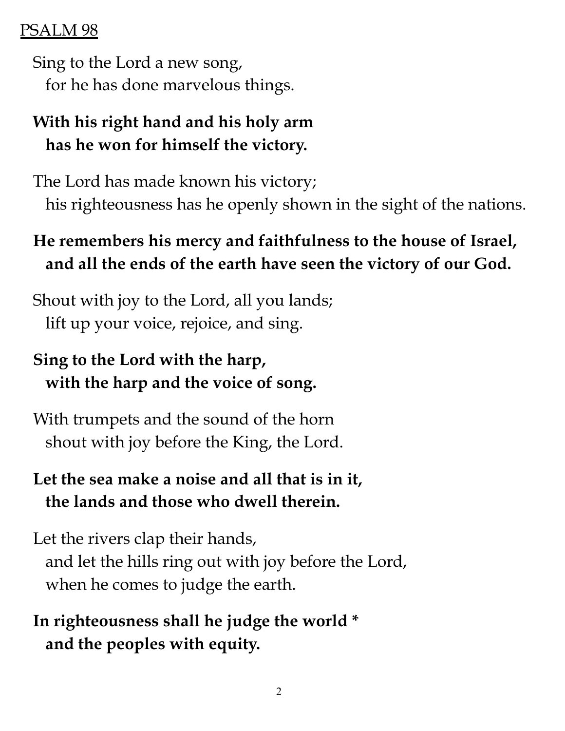PSALM 98

Sing to the Lord a new song,
for he has done marvelous things.

**With his right hand and his holy arm**
**has he won for himself the victory.**

The Lord has made known his victory;
his righteousness has he openly shown in the sight of the nations.

**He remembers his mercy and faithfulness to the house of Israel,**
**and all the ends of the earth have seen the victory of our God.**

Shout with joy to the Lord, all you lands;
lift up your voice, rejoice, and sing.

**Sing to the Lord with the harp,**
**with the harp and the voice of song.**

With trumpets and the sound of the horn
shout with joy before the King, the Lord.

**Let the sea make a noise and all that is in it,**
**the lands and those who dwell therein.**

Let the rivers clap their hands,
and let the hills ring out with joy before the Lord,
when he comes to judge the earth.

**In righteousness shall he judge the world ***
**and the peoples with equity.**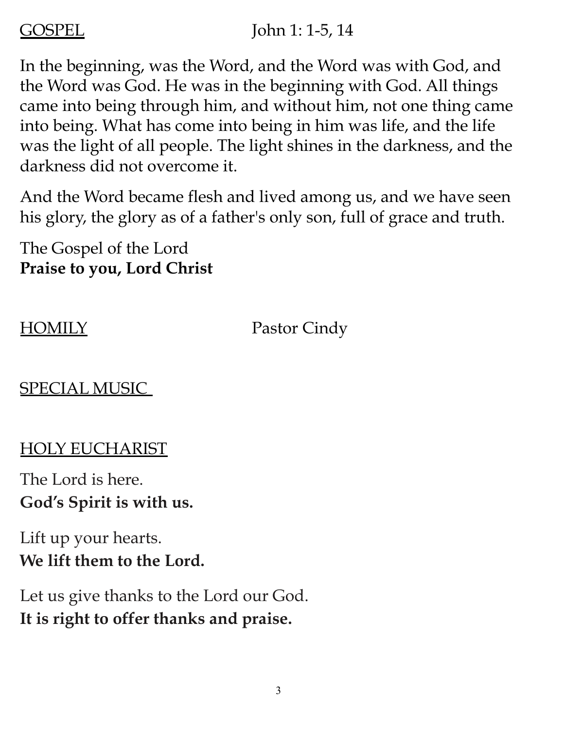<u>GOSPEL</u> John 1: 1-5, 14

In the beginning, was the Word, and the Word was with God, and the Word was God. He was in the beginning with God. All things came into being through him, and without him, not one thing came into being. What has come into being in him was life, and the life was the light of all people. The light shines in the darkness, and the darkness did not overcome it.

And the Word became flesh and lived among us, and we have seen his glory, the glory as of a father's only son, full of grace and truth.

The Gospel of the Lord
**Praise to you, Lord Christ**

<u>HOMILY</u> Pastor Cindy

<u>SPECIAL MUSIC</u>

<u>HOLY EUCHARIST</u>

The Lord is here.
**God's Spirit is with us.**

Lift up your hearts.
**We lift them to the Lord.**

Let us give thanks to the Lord our God.
**It is right to offer thanks and praise.**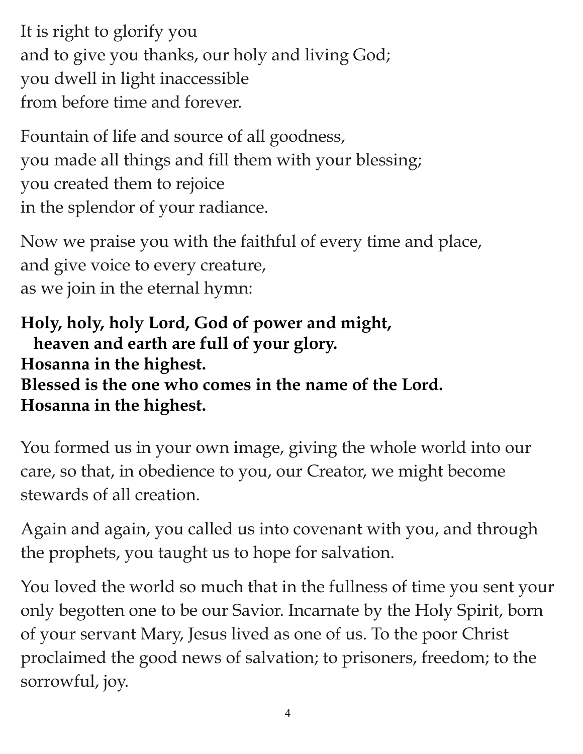It is right to glorify you
and to give you thanks, our holy and living God;
you dwell in light inaccessible
from before time and forever.

Fountain of life and source of all goodness,
you made all things and fill them with your blessing;
you created them to rejoice
in the splendor of your radiance.

Now we praise you with the faithful of every time and place,
and give voice to every creature,
as we join in the eternal hymn:

**Holy, holy, holy Lord, God of power and might,**
**heaven and earth are full of your glory.**
**Hosanna in the highest.**
**Blessed is the one who comes in the name of the Lord.**
**Hosanna in the highest.**

You formed us in your own image, giving the whole world into our care, so that, in obedience to you, our Creator, we might become stewards of all creation.

Again and again, you called us into covenant with you, and through the prophets, you taught us to hope for salvation.

You loved the world so much that in the fullness of time you sent your only begotten one to be our Savior. Incarnate by the Holy Spirit, born of your servant Mary, Jesus lived as one of us. To the poor Christ proclaimed the good news of salvation; to prisoners, freedom; to the sorrowful, joy.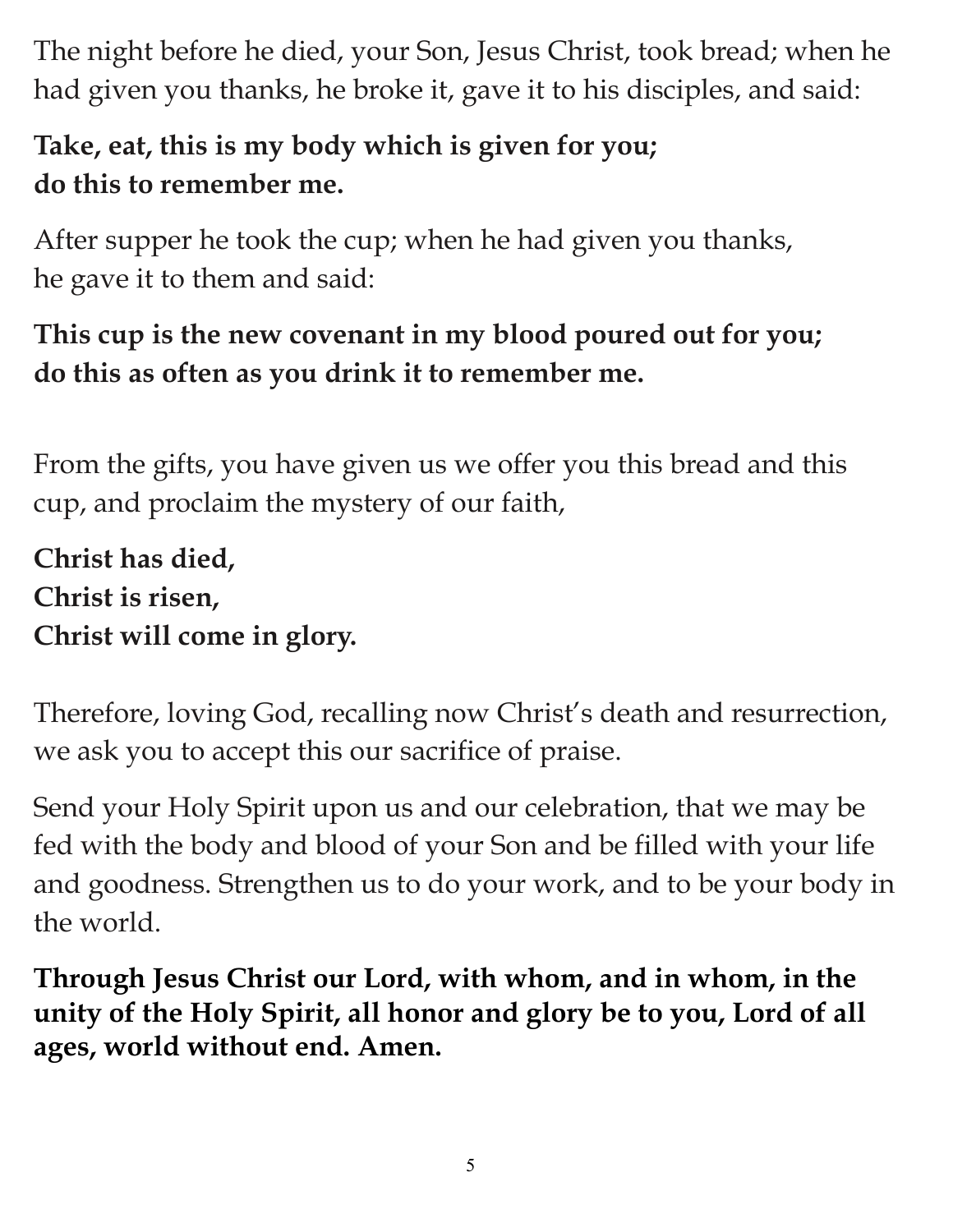The night before he died, your Son, Jesus Christ, took bread; when he had given you thanks, he broke it, gave it to his disciples, and said:

**Take, eat, this is my body which is given for you;**
**do this to remember me.**

After supper he took the cup; when he had given you thanks,
he gave it to them and said:

**This cup is the new covenant in my blood poured out for you;**
**do this as often as you drink it to remember me.**

From the gifts, you have given us we offer you this bread and this cup, and proclaim the mystery of our faith,

**Christ has died,**
**Christ is risen,**
**Christ will come in glory.**

Therefore, loving God, recalling now Christ's death and resurrection, we ask you to accept this our sacrifice of praise.

Send your Holy Spirit upon us and our celebration, that we may be fed with the body and blood of your Son and be filled with your life and goodness. Strengthen us to do your work, and to be your body in the world.

**Through Jesus Christ our Lord, with whom, and in whom, in the unity of the Holy Spirit, all honor and glory be to you, Lord of all ages, world without end. Amen.**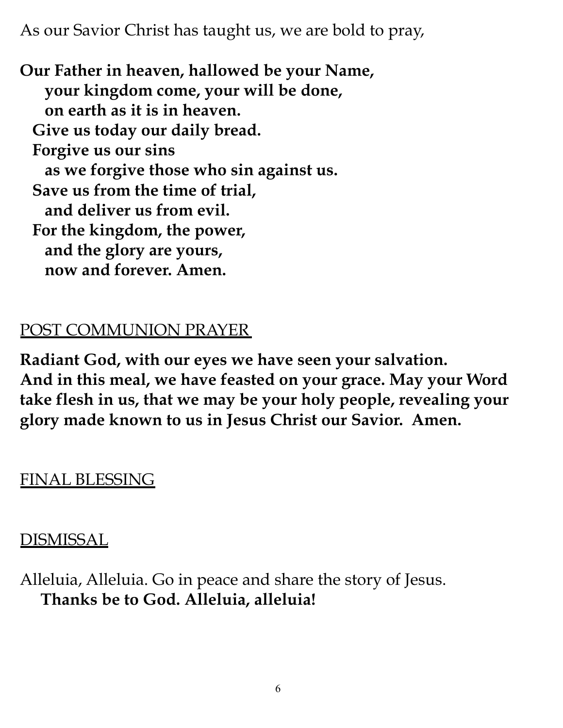As our Savior Christ has taught us, we are bold to pray,

**Our Father in heaven, hallowed be your Name,**
**your kingdom come, your will be done,**
**on earth as it is in heaven.**
**Give us today our daily bread.**
**Forgive us our sins**
**as we forgive those who sin against us.**
**Save us from the time of trial,**
**and deliver us from evil.**
**For the kingdom, the power,**
**and the glory are yours,**
**now and forever. Amen.**

## POST COMMUNION PRAYER

**Radiant God, with our eyes we have seen your salvation. And in this meal, we have feasted on your grace. May your Word take flesh in us, that we may be your holy people, revealing your glory made known to us in Jesus Christ our Savior. Amen.**

## FINAL BLESSING

## DISMISSAL

Alleluia, Alleluia. Go in peace and share the story of Jesus.
**Thanks be to God. Alleluia, alleluia!**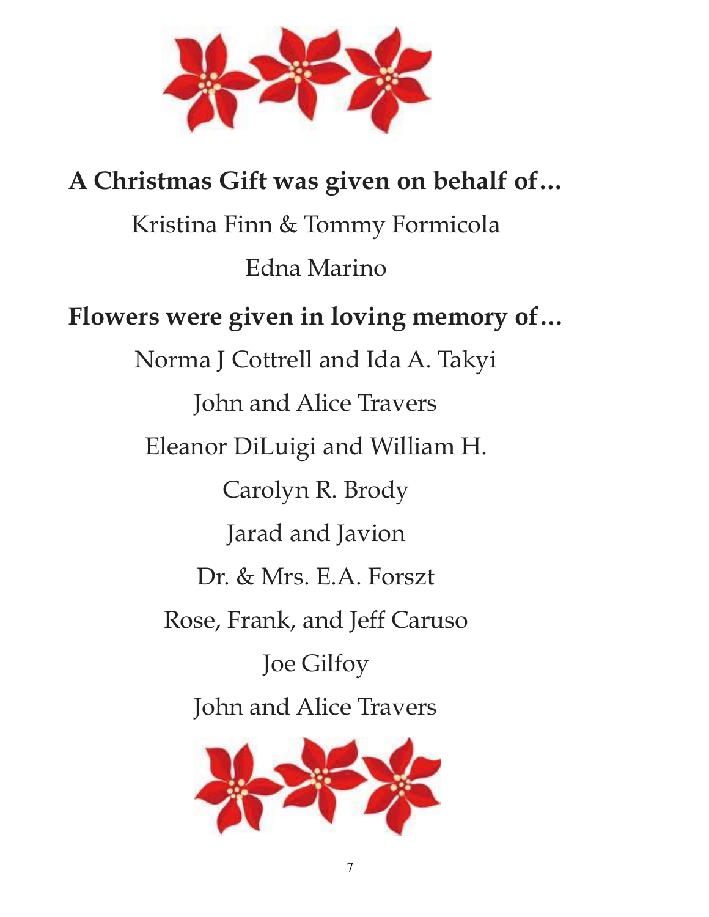**A Christmas Gift was given on behalf of…**

Kristina Finn & Tommy Formicola

Edna Marino

**Flowers were given in loving memory of…**

Norma J Cottrell and Ida A. Takyi

John and Alice Travers

Eleanor DiLuigi and William H.

Carolyn R. Brody

Jarad and Javion

Dr. & Mrs. E.A. Forszt

Rose, Frank, and Jeff Caruso

Joe Gilfoy

John and Alice Travers